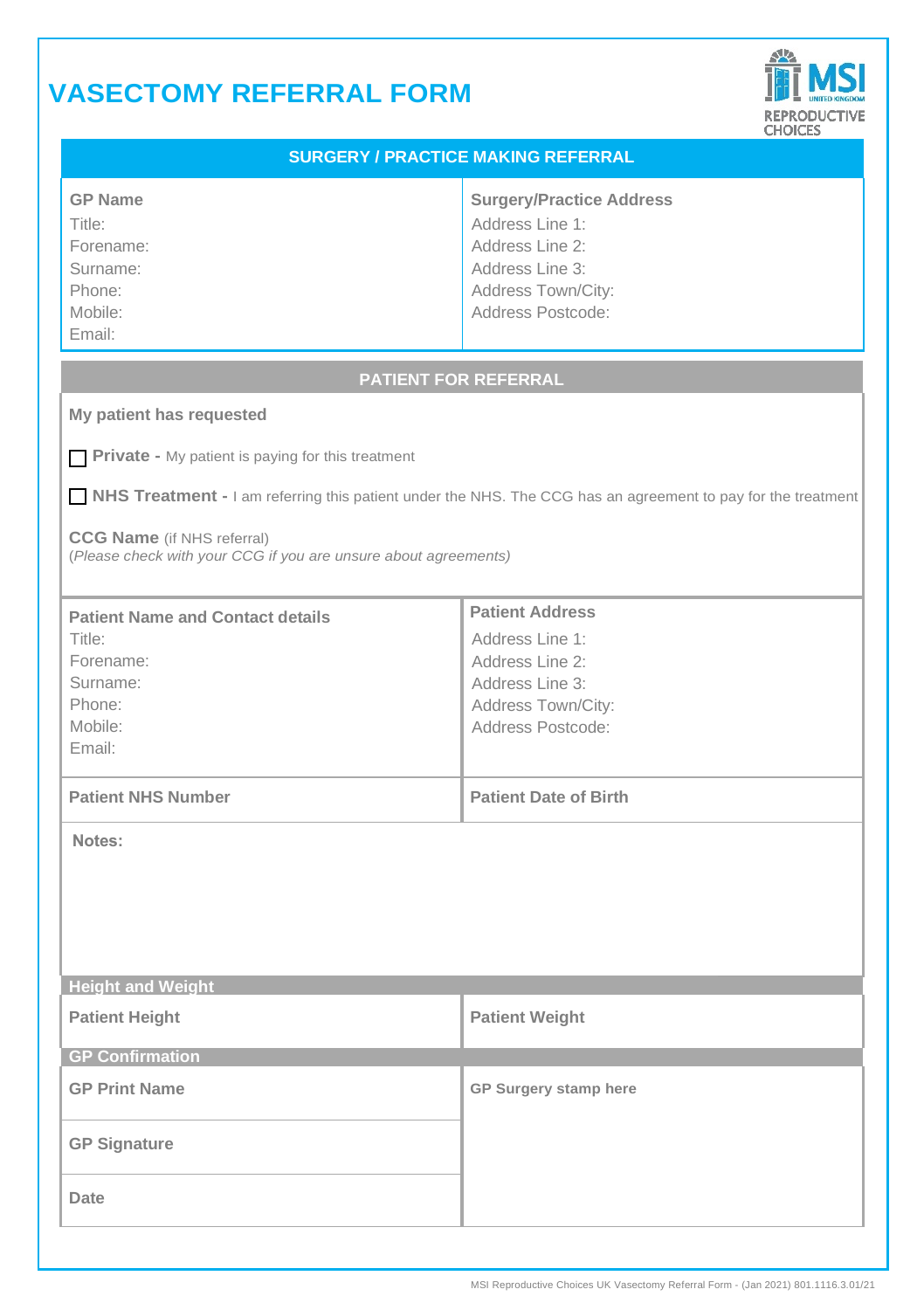# VASECTOMY REFERRAL FORM

MSI United Kingdom REPRODUCTIVE CHOICES

## SURGERY / PRACTICE MAKING REFERRAL

| **GP Name** | **Surgery/Practice Address** |
|---|---|
| Title:<br>Forename:<br>Surname:<br>Phone:<br>Mobile:<br>Email: | Address Line 1:<br>Address Line 2:<br>Address Line 3:<br>Address Town/City:<br>Address Postcode: |

## PATIENT FOR REFERRAL

**My patient has requested**

☐ **Private -** My patient is paying for this treatment

☐ **NHS Treatment -** I am referring this patient under the NHS. The CCG has an agreement to pay for the treatment

**CCG Name** (if NHS referral)
(*Please check with your CCG if you are unsure about agreements*)

| **Patient Name and Contact details** | **Patient Address** |
|---|---|
| Title:<br>Forename:<br>Surname:<br>Phone:<br>Mobile:<br>Email: | Address Line 1:<br>Address Line 2:<br>Address Line 3:<br>Address Town/City:<br>Address Postcode: |
| **Patient NHS Number** | **Patient Date of Birth** |

**Notes:**

### Height and Weight

| **Patient Height** | **Patient Weight** |
|---|---|
| | |

### GP Confirmation

| | |
|---|---|
| **GP Print Name** | **GP Surgery stamp here** |
| **GP Signature** | |
| **Date** | |

MSI Reproductive Choices UK Vasectomy Referral Form - (Jan 2021) 801.1116.3.01/21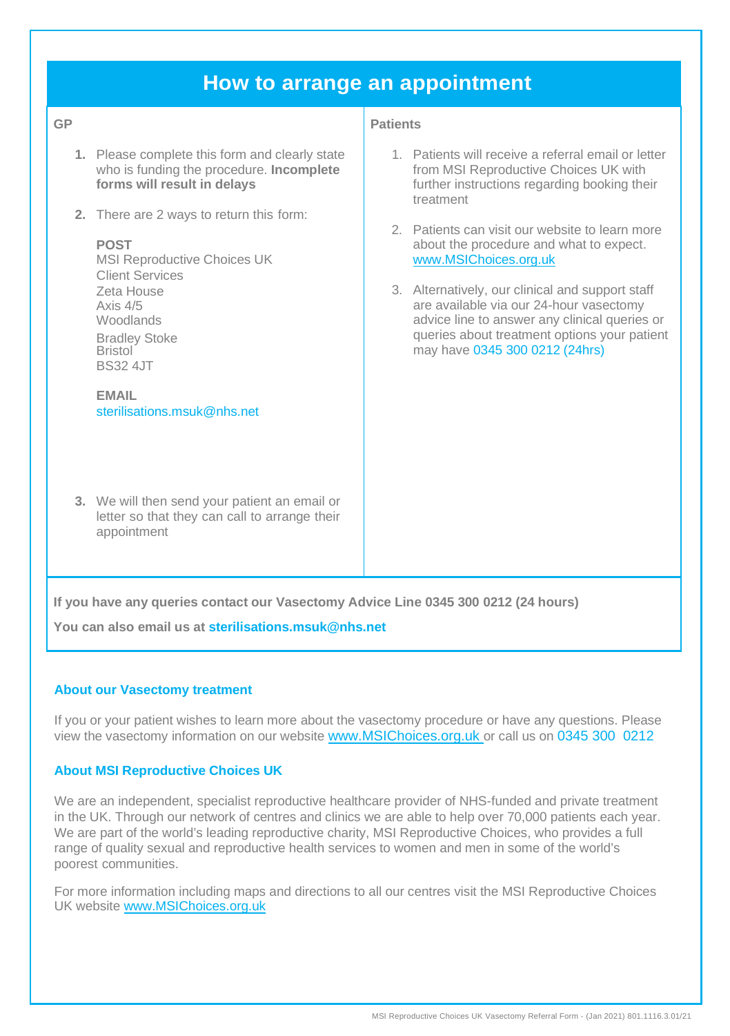# How to arrange an appointment

## GP

1. Please complete this form and clearly state who is funding the procedure. **Incomplete forms will result in delays**

2. There are 2 ways to return this form:

   **POST**
   MSI Reproductive Choices UK
   Client Services
   Zeta House
   Axis 4/5
   Woodlands
   Bradley Stoke
   Bristol
   BS32 4JT

   **EMAIL**
   sterilisations.msuk@nhs.net

3. We will then send your patient an email or letter so that they can call to arrange their appointment

## Patients

1. Patients will receive a referral email or letter from MSI Reproductive Choices UK with further instructions regarding booking their treatment

2. Patients can visit our website to learn more about the procedure and what to expect. www.MSIChoices.org.uk

3. Alternatively, our clinical and support staff are available via our 24-hour vasectomy advice line to answer any clinical queries or queries about treatment options your patient may have 0345 300 0212 (24hrs)

**If you have any queries contact our Vasectomy Advice Line 0345 300 0212 (24 hours)**

**You can also email us at sterilisations.msuk@nhs.net**

### About our Vasectomy treatment

If you or your patient wishes to learn more about the vasectomy procedure or have any questions. Please view the vasectomy information on our website www.MSIChoices.org.uk or call us on 0345 300 0212

### About MSI Reproductive Choices UK

We are an independent, specialist reproductive healthcare provider of NHS-funded and private treatment in the UK. Through our network of centres and clinics we are able to help over 70,000 patients each year. We are part of the world's leading reproductive charity, MSI Reproductive Choices, who provides a full range of quality sexual and reproductive health services to women and men in some of the world's poorest communities.

For more information including maps and directions to all our centres visit the MSI Reproductive Choices UK website www.MSIChoices.org.uk

MSI Reproductive Choices UK Vasectomy Referral Form - (Jan 2021) 801.1116.3.01/21